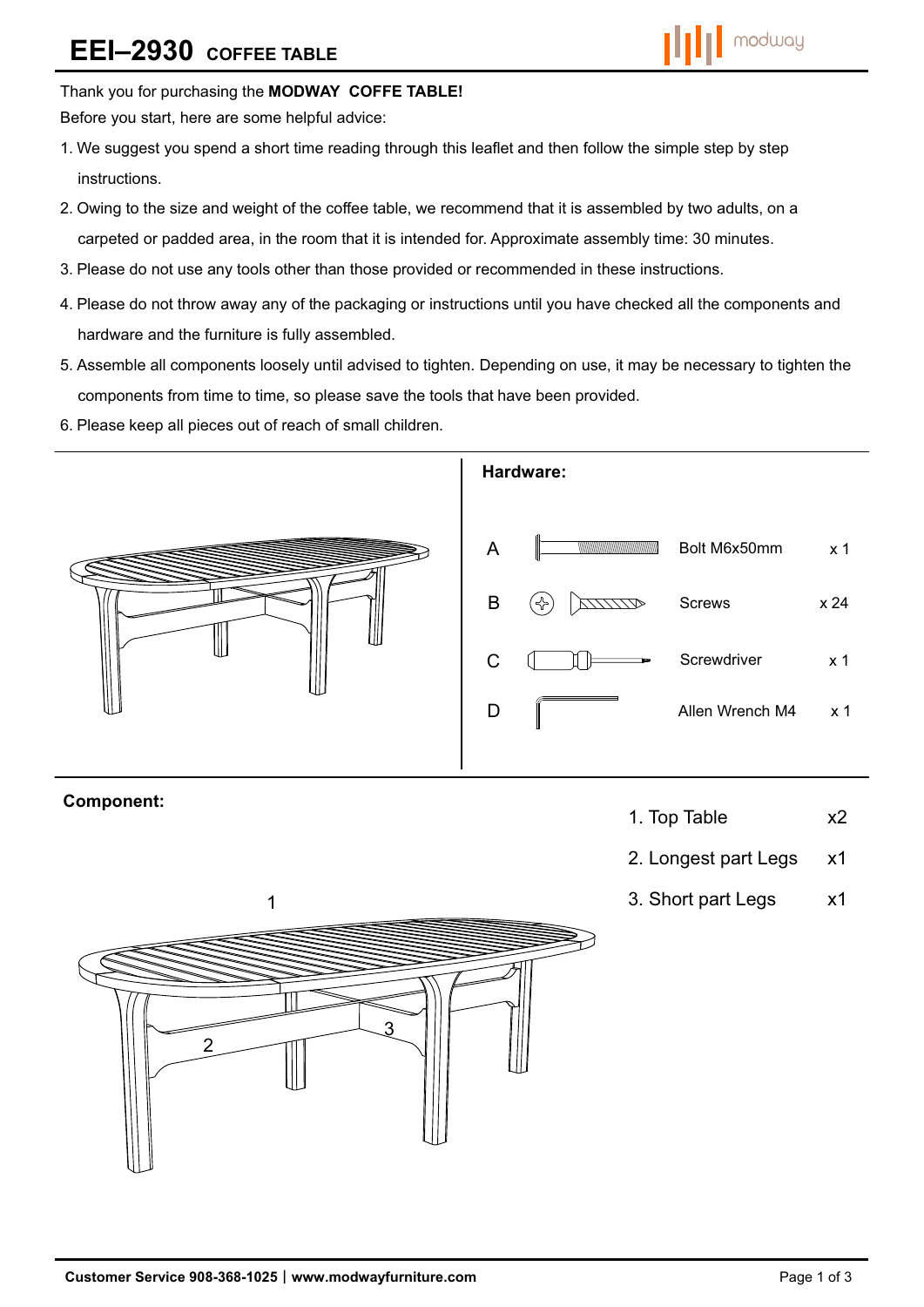# EEI–2930 COFFEE TABLE

Thank you for purchasing the **MODWAY COFFE TABLE!**

Before you start, here are some helpful advice:

1. We suggest you spend a short time reading through this leaflet and then follow the simple step by step instructions.
2. Owing to the size and weight of the coffee table, we recommend that it is assembled by two adults, on a carpeted or padded area, in the room that it is intended for. Approximate assembly time: 30 minutes.
3. Please do not use any tools other than those provided or recommended in these instructions.
4. Please do not throw away any of the packaging or instructions until you have checked all the components and hardware and the furniture is fully assembled.
5. Assemble all components loosely until advised to tighten. Depending on use, it may be necessary to tighten the components from time to time, so please save the tools that have been provided.
6. Please keep all pieces out of reach of small children.

## Hardware:

| | | |
|---|---|---|
| A | Bolt M6x50mm | x 1 |
| B | Screws | x 24 |
| C | Screwdriver | x 1 |
| D | Allen Wrench M4 | x 1 |

## Component:

| | |
|---|---|
| 1. Top Table | x2 |
| 2. Longest part Legs | x1 |
| 3. Short part Legs | x1 |

**Customer Service 908-368-1025 | www.modwayfurniture.com**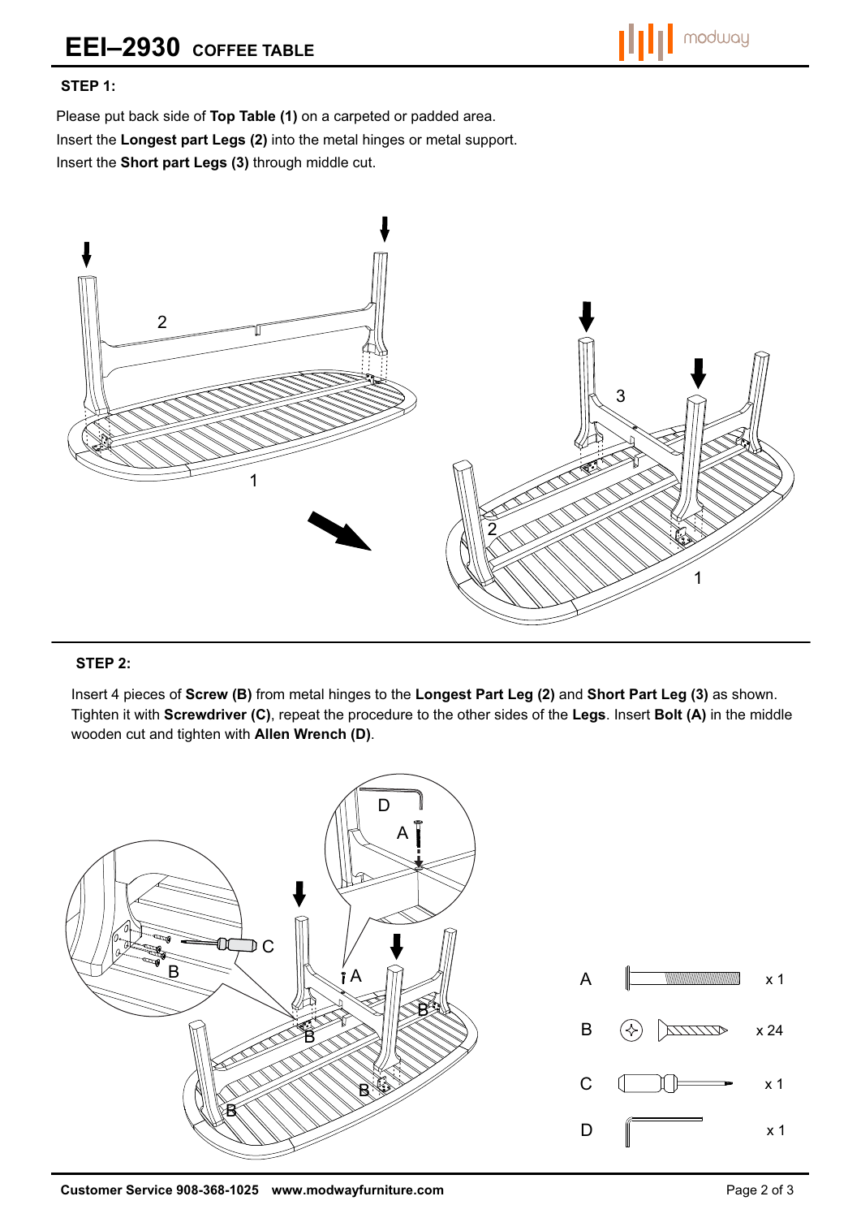# EEI–2930 COFFEE TABLE

### STEP 1:

Please put back side of **Top Table (1)** on a carpeted or padded area.
Insert the **Longest part Legs (2)** into the metal hinges or metal support.
Insert the **Short part Legs (3)** through middle cut.

### STEP 2:

Insert 4 pieces of **Screw (B)** from metal hinges to the **Longest Part Leg (2)** and **Short Part Leg (3)** as shown. Tighten it with **Screwdriver (C)**, repeat the procedure to the other sides of the **Legs**. Insert **Bolt (A)** in the middle wooden cut and tighten with **Allen Wrench (D)**.

| Part | Qty |
| --- | --- |
| A | x 1 |
| B | x 24 |
| C | x 1 |
| D | x 1 |

Customer Service 908-368-1025 www.modwayfurniture.com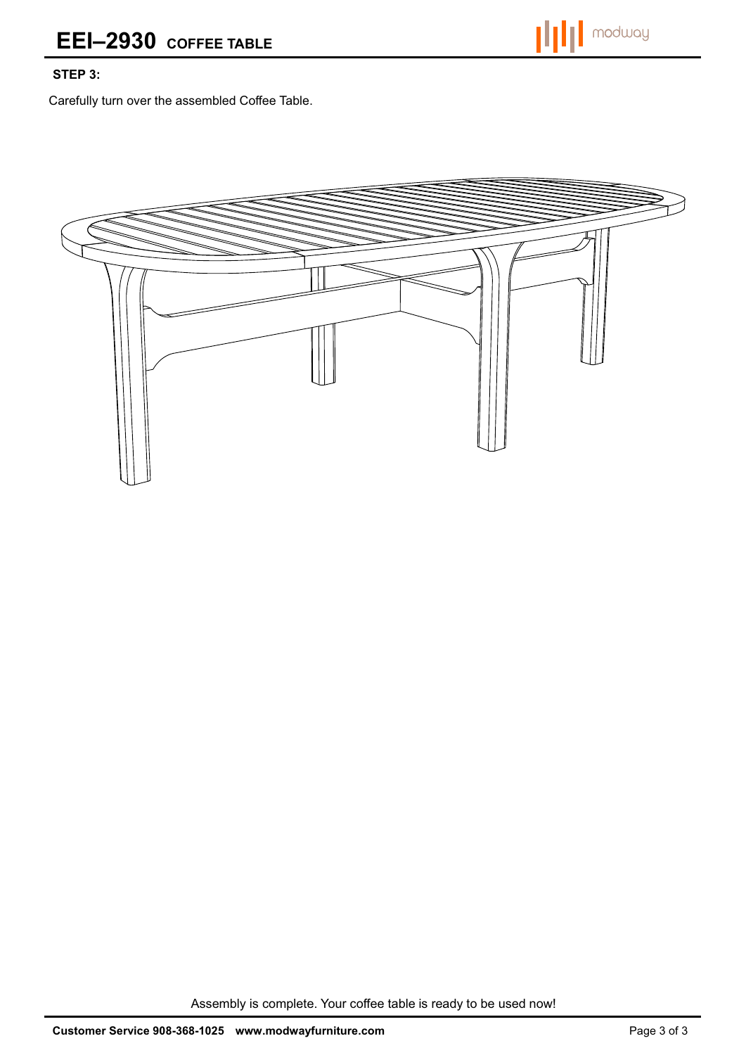**STEP 3:**

Carefully turn over the assembled Coffee Table.

Assembly is complete. Your coffee table is ready to be used now!